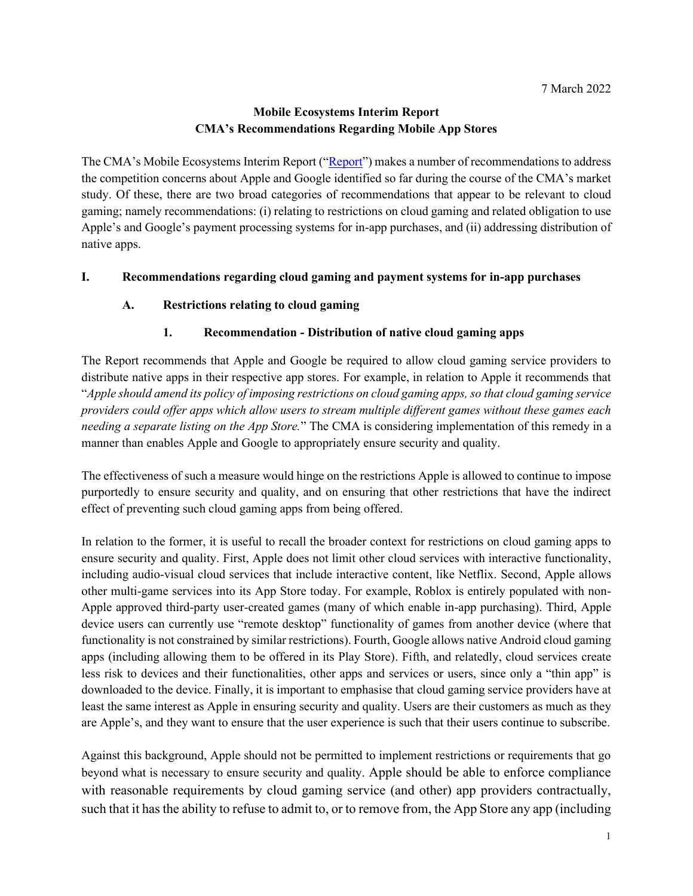7 March 2022

**Mobile Ecosystems Interim Report**
**CMA's Recommendations Regarding Mobile App Stores**

The CMA's Mobile Ecosystems Interim Report ("Report") makes a number of recommendations to address the competition concerns about Apple and Google identified so far during the course of the CMA's market study. Of these, there are two broad categories of recommendations that appear to be relevant to cloud gaming; namely recommendations: (i) relating to restrictions on cloud gaming and related obligation to use Apple's and Google's payment processing systems for in-app purchases, and (ii) addressing distribution of native apps.

## I. Recommendations regarding cloud gaming and payment systems for in-app purchases

### A. Restrictions relating to cloud gaming

#### 1. Recommendation - Distribution of native cloud gaming apps

The Report recommends that Apple and Google be required to allow cloud gaming service providers to distribute native apps in their respective app stores. For example, in relation to Apple it recommends that "*Apple should amend its policy of imposing restrictions on cloud gaming apps, so that cloud gaming service providers could offer apps which allow users to stream multiple different games without these games each needing a separate listing on the App Store.*" The CMA is considering implementation of this remedy in a manner than enables Apple and Google to appropriately ensure security and quality.

The effectiveness of such a measure would hinge on the restrictions Apple is allowed to continue to impose purportedly to ensure security and quality, and on ensuring that other restrictions that have the indirect effect of preventing such cloud gaming apps from being offered.

In relation to the former, it is useful to recall the broader context for restrictions on cloud gaming apps to ensure security and quality. First, Apple does not limit other cloud services with interactive functionality, including audio-visual cloud services that include interactive content, like Netflix. Second, Apple allows other multi-game services into its App Store today. For example, Roblox is entirely populated with non-Apple approved third-party user-created games (many of which enable in-app purchasing). Third, Apple device users can currently use "remote desktop" functionality of games from another device (where that functionality is not constrained by similar restrictions). Fourth, Google allows native Android cloud gaming apps (including allowing them to be offered in its Play Store). Fifth, and relatedly, cloud services create less risk to devices and their functionalities, other apps and services or users, since only a "thin app" is downloaded to the device. Finally, it is important to emphasise that cloud gaming service providers have at least the same interest as Apple in ensuring security and quality. Users are their customers as much as they are Apple's, and they want to ensure that the user experience is such that their users continue to subscribe.

Against this background, Apple should not be permitted to implement restrictions or requirements that go beyond what is necessary to ensure security and quality. Apple should be able to enforce compliance with reasonable requirements by cloud gaming service (and other) app providers contractually, such that it has the ability to refuse to admit to, or to remove from, the App Store any app (including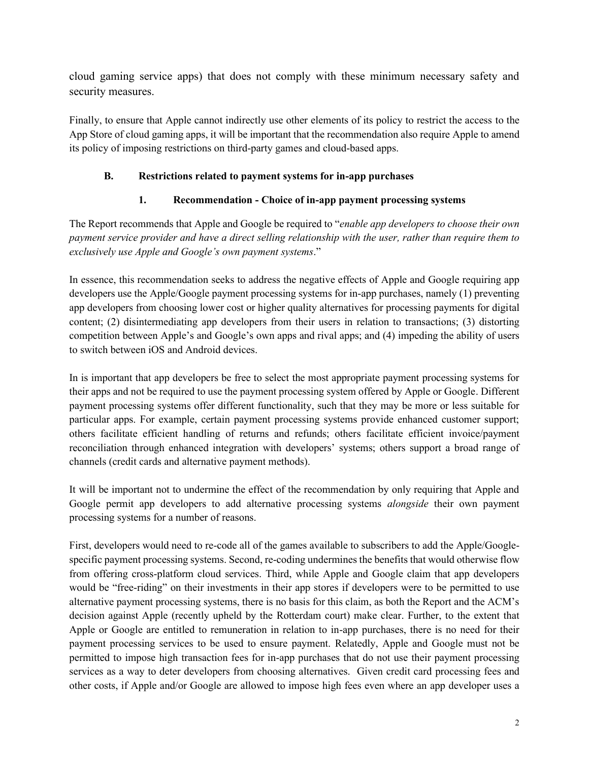cloud gaming service apps) that does not comply with these minimum necessary safety and security measures.

Finally, to ensure that Apple cannot indirectly use other elements of its policy to restrict the access to the App Store of cloud gaming apps, it will be important that the recommendation also require Apple to amend its policy of imposing restrictions on third-party games and cloud-based apps.

### B. Restrictions related to payment systems for in-app purchases

#### 1. Recommendation - Choice of in-app payment processing systems

The Report recommends that Apple and Google be required to "*enable app developers to choose their own payment service provider and have a direct selling relationship with the user, rather than require them to exclusively use Apple and Google's own payment systems*."

In essence, this recommendation seeks to address the negative effects of Apple and Google requiring app developers use the Apple/Google payment processing systems for in-app purchases, namely (1) preventing app developers from choosing lower cost or higher quality alternatives for processing payments for digital content; (2) disintermediating app developers from their users in relation to transactions; (3) distorting competition between Apple's and Google's own apps and rival apps; and (4) impeding the ability of users to switch between iOS and Android devices.

In is important that app developers be free to select the most appropriate payment processing systems for their apps and not be required to use the payment processing system offered by Apple or Google. Different payment processing systems offer different functionality, such that they may be more or less suitable for particular apps. For example, certain payment processing systems provide enhanced customer support; others facilitate efficient handling of returns and refunds; others facilitate efficient invoice/payment reconciliation through enhanced integration with developers' systems; others support a broad range of channels (credit cards and alternative payment methods).

It will be important not to undermine the effect of the recommendation by only requiring that Apple and Google permit app developers to add alternative processing systems *alongside* their own payment processing systems for a number of reasons.

First, developers would need to re-code all of the games available to subscribers to add the Apple/Google-specific payment processing systems. Second, re-coding undermines the benefits that would otherwise flow from offering cross-platform cloud services. Third, while Apple and Google claim that app developers would be "free-riding" on their investments in their app stores if developers were to be permitted to use alternative payment processing systems, there is no basis for this claim, as both the Report and the ACM's decision against Apple (recently upheld by the Rotterdam court) make clear. Further, to the extent that Apple or Google are entitled to remuneration in relation to in-app purchases, there is no need for their payment processing services to be used to ensure payment. Relatedly, Apple and Google must not be permitted to impose high transaction fees for in-app purchases that do not use their payment processing services as a way to deter developers from choosing alternatives. Given credit card processing fees and other costs, if Apple and/or Google are allowed to impose high fees even where an app developer uses a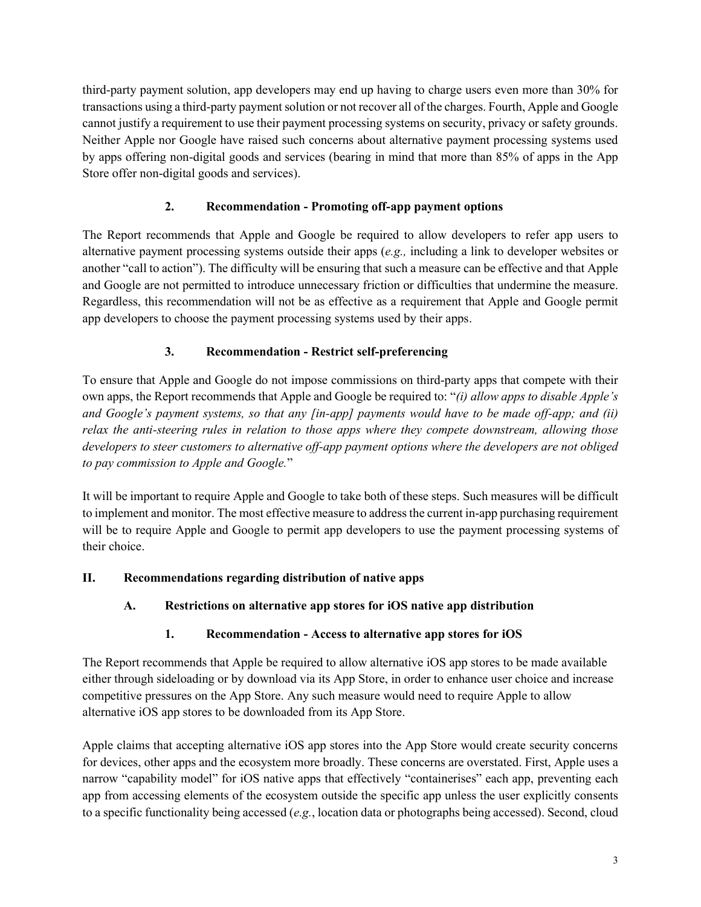third-party payment solution, app developers may end up having to charge users even more than 30% for transactions using a third-party payment solution or not recover all of the charges. Fourth, Apple and Google cannot justify a requirement to use their payment processing systems on security, privacy or safety grounds. Neither Apple nor Google have raised such concerns about alternative payment processing systems used by apps offering non-digital goods and services (bearing in mind that more than 85% of apps in the App Store offer non-digital goods and services).

### 2. Recommendation - Promoting off-app payment options

The Report recommends that Apple and Google be required to allow developers to refer app users to alternative payment processing systems outside their apps (*e.g.,* including a link to developer websites or another "call to action"). The difficulty will be ensuring that such a measure can be effective and that Apple and Google are not permitted to introduce unnecessary friction or difficulties that undermine the measure. Regardless, this recommendation will not be as effective as a requirement that Apple and Google permit app developers to choose the payment processing systems used by their apps.

### 3. Recommendation - Restrict self-preferencing

To ensure that Apple and Google do not impose commissions on third-party apps that compete with their own apps, the Report recommends that Apple and Google be required to: "*(i) allow apps to disable Apple's and Google's payment systems, so that any [in-app] payments would have to be made off-app; and (ii) relax the anti-steering rules in relation to those apps where they compete downstream, allowing those developers to steer customers to alternative off-app payment options where the developers are not obliged to pay commission to Apple and Google.*"

It will be important to require Apple and Google to take both of these steps. Such measures will be difficult to implement and monitor. The most effective measure to address the current in-app purchasing requirement will be to require Apple and Google to permit app developers to use the payment processing systems of their choice.

## II. Recommendations regarding distribution of native apps

### A. Restrictions on alternative app stores for iOS native app distribution

### 1. Recommendation - Access to alternative app stores for iOS

The Report recommends that Apple be required to allow alternative iOS app stores to be made available either through sideloading or by download via its App Store, in order to enhance user choice and increase competitive pressures on the App Store. Any such measure would need to require Apple to allow alternative iOS app stores to be downloaded from its App Store.

Apple claims that accepting alternative iOS app stores into the App Store would create security concerns for devices, other apps and the ecosystem more broadly. These concerns are overstated. First, Apple uses a narrow "capability model" for iOS native apps that effectively "containerises" each app, preventing each app from accessing elements of the ecosystem outside the specific app unless the user explicitly consents to a specific functionality being accessed (*e.g.*, location data or photographs being accessed). Second, cloud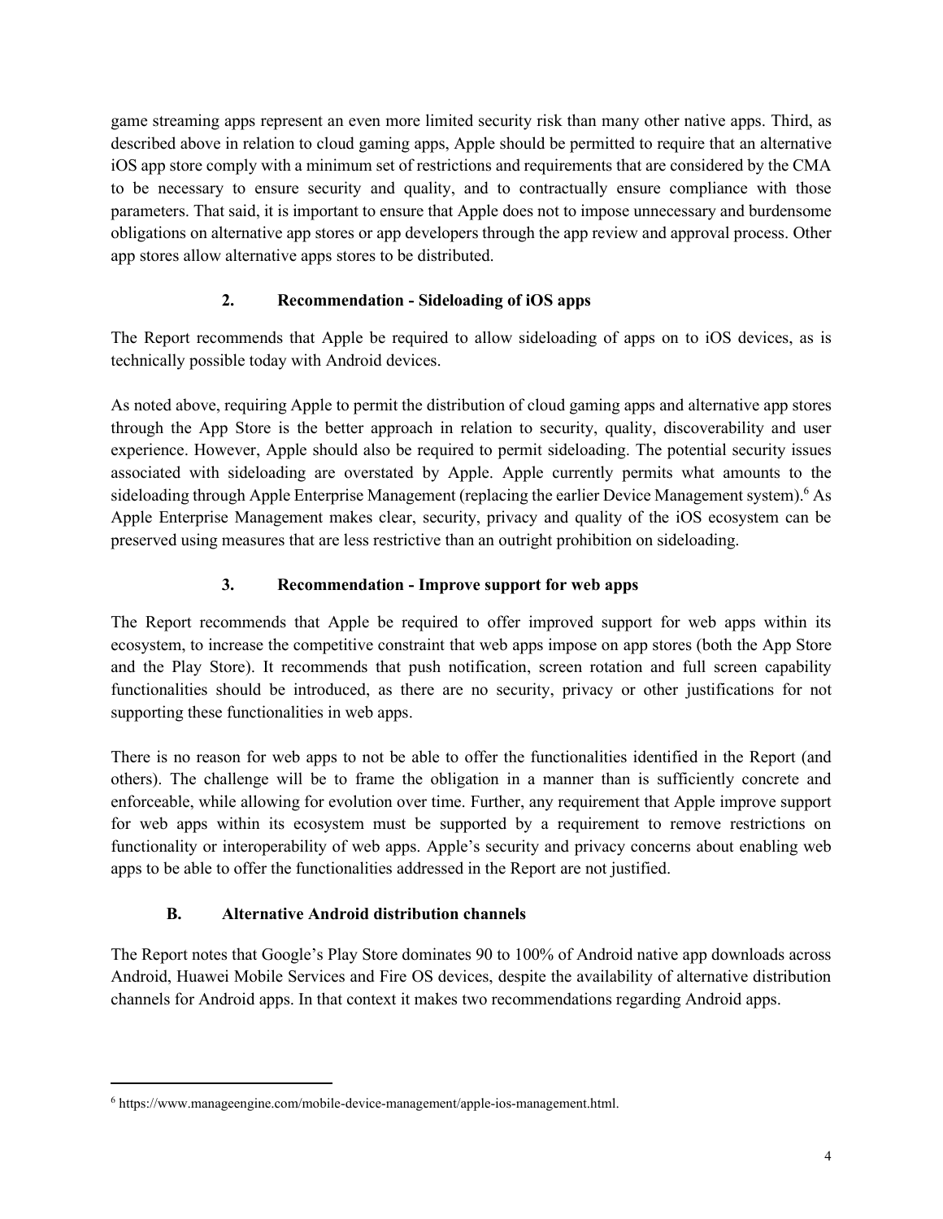game streaming apps represent an even more limited security risk than many other native apps. Third, as described above in relation to cloud gaming apps, Apple should be permitted to require that an alternative iOS app store comply with a minimum set of restrictions and requirements that are considered by the CMA to be necessary to ensure security and quality, and to contractually ensure compliance with those parameters. That said, it is important to ensure that Apple does not to impose unnecessary and burdensome obligations on alternative app stores or app developers through the app review and approval process. Other app stores allow alternative apps stores to be distributed.

### 2. Recommendation - Sideloading of iOS apps

The Report recommends that Apple be required to allow sideloading of apps on to iOS devices, as is technically possible today with Android devices.

As noted above, requiring Apple to permit the distribution of cloud gaming apps and alternative app stores through the App Store is the better approach in relation to security, quality, discoverability and user experience. However, Apple should also be required to permit sideloading. The potential security issues associated with sideloading are overstated by Apple. Apple currently permits what amounts to the sideloading through Apple Enterprise Management (replacing the earlier Device Management system).[6] As Apple Enterprise Management makes clear, security, privacy and quality of the iOS ecosystem can be preserved using measures that are less restrictive than an outright prohibition on sideloading.

### 3. Recommendation - Improve support for web apps

The Report recommends that Apple be required to offer improved support for web apps within its ecosystem, to increase the competitive constraint that web apps impose on app stores (both the App Store and the Play Store). It recommends that push notification, screen rotation and full screen capability functionalities should be introduced, as there are no security, privacy or other justifications for not supporting these functionalities in web apps.

There is no reason for web apps to not be able to offer the functionalities identified in the Report (and others). The challenge will be to frame the obligation in a manner than is sufficiently concrete and enforceable, while allowing for evolution over time. Further, any requirement that Apple improve support for web apps within its ecosystem must be supported by a requirement to remove restrictions on functionality or interoperability of web apps. Apple's security and privacy concerns about enabling web apps to be able to offer the functionalities addressed in the Report are not justified.

## B. Alternative Android distribution channels

The Report notes that Google's Play Store dominates 90 to 100% of Android native app downloads across Android, Huawei Mobile Services and Fire OS devices, despite the availability of alternative distribution channels for Android apps. In that context it makes two recommendations regarding Android apps.

---

[6] https://www.manageengine.com/mobile-device-management/apple-ios-management.html.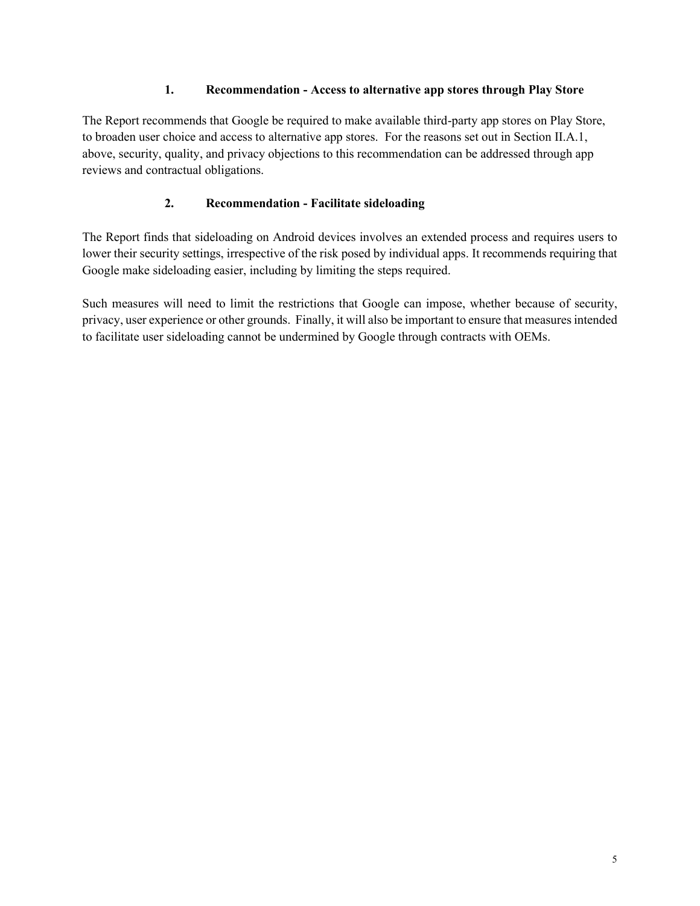### 1. Recommendation - Access to alternative app stores through Play Store

The Report recommends that Google be required to make available third-party app stores on Play Store, to broaden user choice and access to alternative app stores. For the reasons set out in Section II.A.1, above, security, quality, and privacy objections to this recommendation can be addressed through app reviews and contractual obligations.

### 2. Recommendation - Facilitate sideloading

The Report finds that sideloading on Android devices involves an extended process and requires users to lower their security settings, irrespective of the risk posed by individual apps. It recommends requiring that Google make sideloading easier, including by limiting the steps required.

Such measures will need to limit the restrictions that Google can impose, whether because of security, privacy, user experience or other grounds. Finally, it will also be important to ensure that measures intended to facilitate user sideloading cannot be undermined by Google through contracts with OEMs.